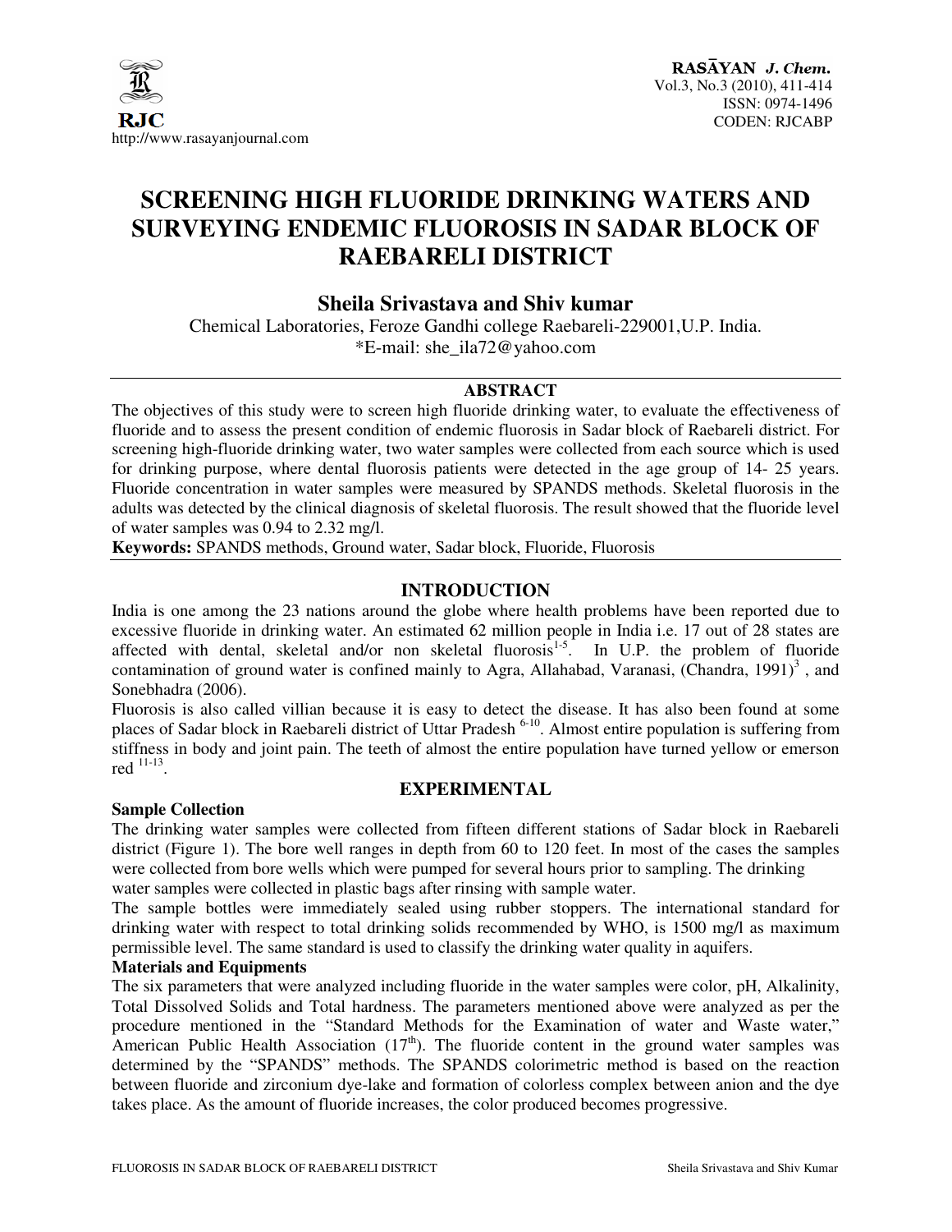# SCREENING HIGH FLUORIDE DRINKING WATERS AND SURVEYING ENDEMIC FLUOROSIS IN SADAR BLOCK OF RAEBARELI DISTRICT

**Sheila Srivastava and Shiv kumar**

Chemical Laboratories, Feroze Gandhi college Raebareli-229001,U.P. India.
*E-mail: she_ila72@yahoo.com

## ABSTRACT

The objectives of this study were to screen high fluoride drinking water, to evaluate the effectiveness of fluoride and to assess the present condition of endemic fluorosis in Sadar block of Raebareli district. For screening high-fluoride drinking water, two water samples were collected from each source which is used for drinking purpose, where dental fluorosis patients were detected in the age group of 14- 25 years. Fluoride concentration in water samples were measured by SPANDS methods. Skeletal fluorosis in the adults was detected by the clinical diagnosis of skeletal fluorosis. The result showed that the fluoride level of water samples was 0.94 to 2.32 mg/l.

**Keywords:** SPANDS methods, Ground water, Sadar block, Fluoride, Fluorosis

## INTRODUCTION

India is one among the 23 nations around the globe where health problems have been reported due to excessive fluoride in drinking water. An estimated 62 million people in India i.e. 17 out of 28 states are affected with dental, skeletal and/or non skeletal fluorosis[1-5]. In U.P. the problem of fluoride contamination of ground water is confined mainly to Agra, Allahabad, Varanasi, (Chandra, 1991)[3] , and Sonebhadra (2006).

Fluorosis is also called villian because it is easy to detect the disease. It has also been found at some places of Sadar block in Raebareli district of Uttar Pradesh [6-10]. Almost entire population is suffering from stiffness in body and joint pain. The teeth of almost the entire population have turned yellow or emerson red [11-13].

## EXPERIMENTAL

### Sample Collection

The drinking water samples were collected from fifteen different stations of Sadar block in Raebareli district (Figure 1). The bore well ranges in depth from 60 to 120 feet. In most of the cases the samples were collected from bore wells which were pumped for several hours prior to sampling. The drinking water samples were collected in plastic bags after rinsing with sample water.

The sample bottles were immediately sealed using rubber stoppers. The international standard for drinking water with respect to total drinking solids recommended by WHO, is 1500 mg/l as maximum permissible level. The same standard is used to classify the drinking water quality in aquifers.

### Materials and Equipments

The six parameters that were analyzed including fluoride in the water samples were color, pH, Alkalinity, Total Dissolved Solids and Total hardness. The parameters mentioned above were analyzed as per the procedure mentioned in the "Standard Methods for the Examination of water and Waste water," American Public Health Association (17$^{th}$). The fluoride content in the ground water samples was determined by the "SPANDS" methods. The SPANDS colorimetric method is based on the reaction between fluoride and zirconium dye-lake and formation of colorless complex between anion and the dye takes place. As the amount of fluoride increases, the color produced becomes progressive.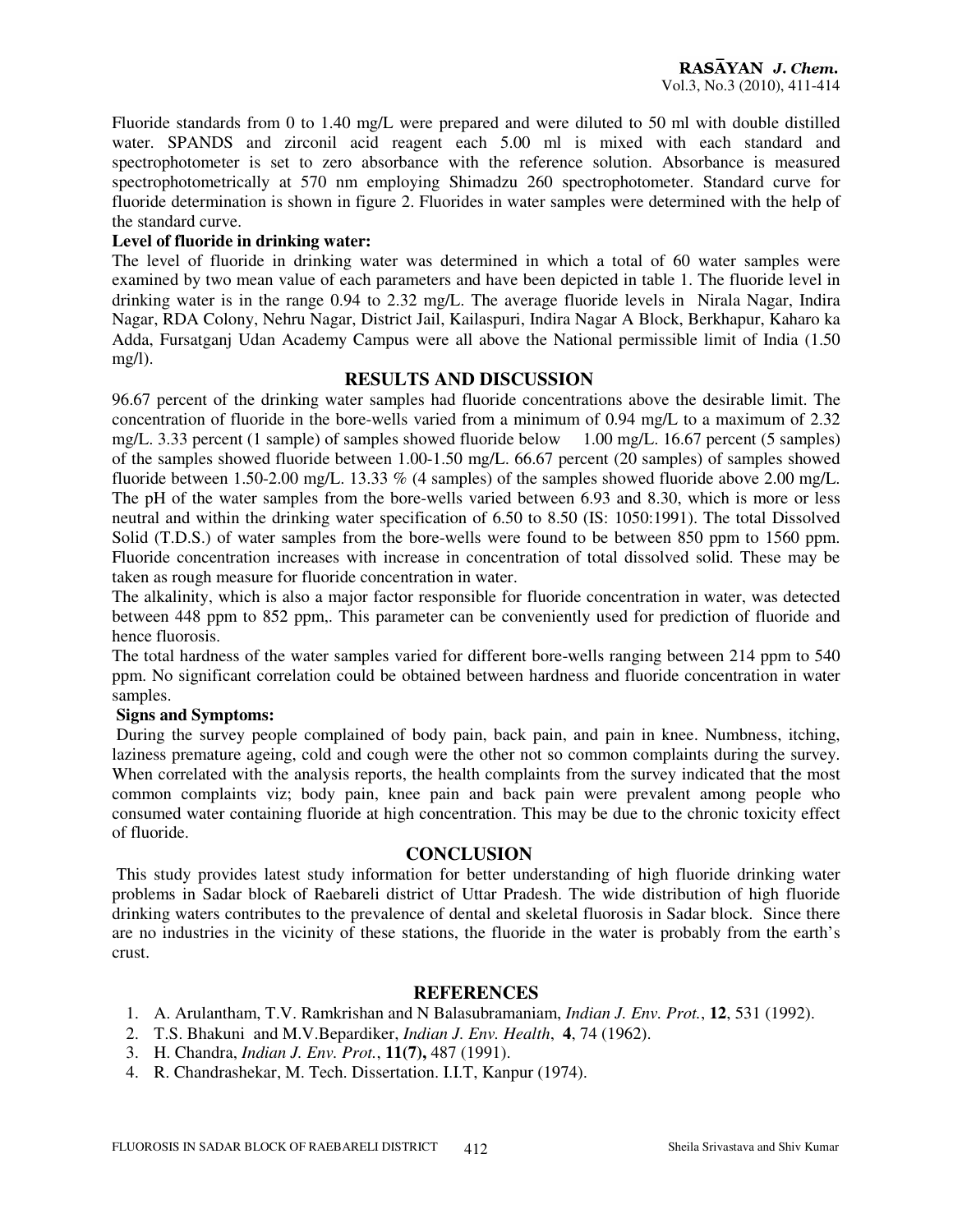Fluoride standards from 0 to 1.40 mg/L were prepared and were diluted to 50 ml with double distilled water. SPANDS and zirconil acid reagent each 5.00 ml is mixed with each standard and spectrophotometer is set to zero absorbance with the reference solution. Absorbance is measured spectrophotometrically at 570 nm employing Shimadzu 260 spectrophotometer. Standard curve for fluoride determination is shown in figure 2. Fluorides in water samples were determined with the help of the standard curve.

**Level of fluoride in drinking water:**

The level of fluoride in drinking water was determined in which a total of 60 water samples were examined by two mean value of each parameters and have been depicted in table 1. The fluoride level in drinking water is in the range 0.94 to 2.32 mg/L. The average fluoride levels in Nirala Nagar, Indira Nagar, RDA Colony, Nehru Nagar, District Jail, Kailaspuri, Indira Nagar A Block, Berkhapur, Kaharo ka Adda, Fursatganj Udan Academy Campus were all above the National permissible limit of India (1.50 mg/l).

## RESULTS AND DISCUSSION

96.67 percent of the drinking water samples had fluoride concentrations above the desirable limit. The concentration of fluoride in the bore-wells varied from a minimum of 0.94 mg/L to a maximum of 2.32 mg/L. 3.33 percent (1 sample) of samples showed fluoride below 1.00 mg/L. 16.67 percent (5 samples) of the samples showed fluoride between 1.00-1.50 mg/L. 66.67 percent (20 samples) of samples showed fluoride between 1.50-2.00 mg/L. 13.33 % (4 samples) of the samples showed fluoride above 2.00 mg/L. The pH of the water samples from the bore-wells varied between 6.93 and 8.30, which is more or less neutral and within the drinking water specification of 6.50 to 8.50 (IS: 1050:1991). The total Dissolved Solid (T.D.S.) of water samples from the bore-wells were found to be between 850 ppm to 1560 ppm. Fluoride concentration increases with increase in concentration of total dissolved solid. These may be taken as rough measure for fluoride concentration in water.

The alkalinity, which is also a major factor responsible for fluoride concentration in water, was detected between 448 ppm to 852 ppm,. This parameter can be conveniently used for prediction of fluoride and hence fluorosis.

The total hardness of the water samples varied for different bore-wells ranging between 214 ppm to 540 ppm. No significant correlation could be obtained between hardness and fluoride concentration in water samples.

**Signs and Symptoms:**

During the survey people complained of body pain, back pain, and pain in knee. Numbness, itching, laziness premature ageing, cold and cough were the other not so common complaints during the survey. When correlated with the analysis reports, the health complaints from the survey indicated that the most common complaints viz; body pain, knee pain and back pain were prevalent among people who consumed water containing fluoride at high concentration. This may be due to the chronic toxicity effect of fluoride.

## CONCLUSION

This study provides latest study information for better understanding of high fluoride drinking water problems in Sadar block of Raebareli district of Uttar Pradesh. The wide distribution of high fluoride drinking waters contributes to the prevalence of dental and skeletal fluorosis in Sadar block. Since there are no industries in the vicinity of these stations, the fluoride in the water is probably from the earth's crust.

## REFERENCES

1. A. Arulantham, T.V. Ramkrishan and N Balasubramaniam, *Indian J. Env. Prot.*, **12**, 531 (1992).
2. T.S. Bhakuni and M.V.Bepardiker, *Indian J. Env. Health*, **4**, 74 (1962).
3. H. Chandra, *Indian J. Env. Prot.*, **11(7),** 487 (1991).
4. R. Chandrashekar, M. Tech. Dissertation. I.I.T, Kanpur (1974).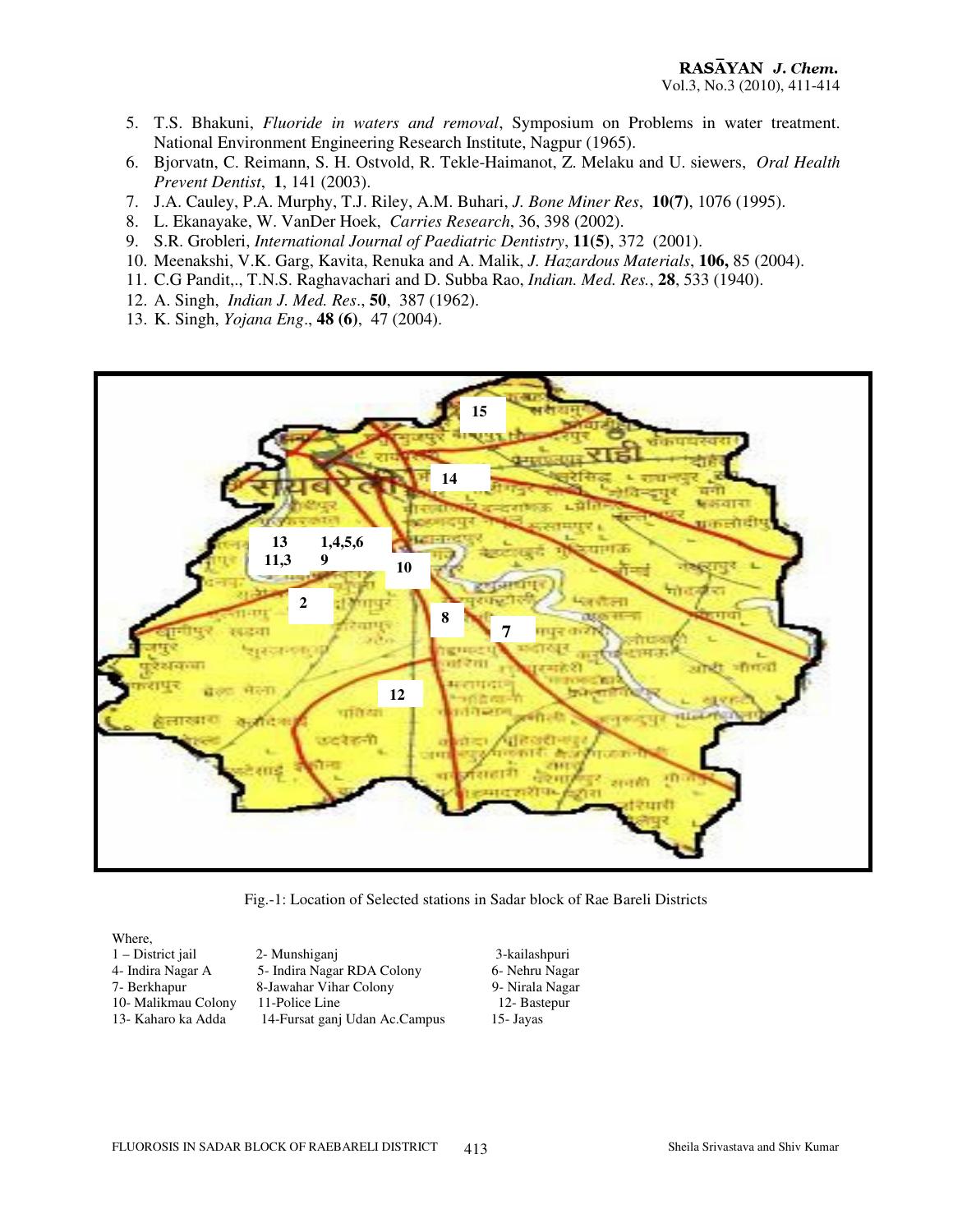5. T.S. Bhakuni, *Fluoride in waters and removal*, Symposium on Problems in water treatment. National Environment Engineering Research Institute, Nagpur (1965).
6. Bjorvatn, C. Reimann, S. H. Ostvold, R. Tekle-Haimanot, Z. Melaku and U. siewers, *Oral Health Prevent Dentist*, **1**, 141 (2003).
7. J.A. Cauley, P.A. Murphy, T.J. Riley, A.M. Buhari, *J. Bone Miner Res*, **10(7)**, 1076 (1995).
8. L. Ekanayake, W. VanDer Hoek, *Carries Research*, 36, 398 (2002).
9. S.R. Grobleri, *International Journal of Paediatric Dentistry*, **11(5)**, 372 (2001).
10. Meenakshi, V.K. Garg, Kavita, Renuka and A. Malik, *J. Hazardous Materials*, **106,** 85 (2004).
11. C.G Pandit,., T.N.S. Raghavachari and D. Subba Rao, *Indian. Med. Res.*, **28**, 533 (1940).
12. A. Singh, *Indian J. Med. Res*., **50**, 387 (1962).
13. K. Singh, *Yojana Eng*., **48 (6)**, 47 (2004).

Fig.-1: Location of Selected stations in Sadar block of Rae Bareli Districts

Where,

| | | |
|---|---|---|
| 1 – District jail | 2- Munshiganj | 3-kailashpuri |
| 4- Indira Nagar A | 5- Indira Nagar RDA Colony | 6- Nehru Nagar |
| 7- Berkhapur | 8-Jawahar Vihar Colony | 9- Nirala Nagar |
| 10- Malikmau Colony | 11-Police Line | 12- Bastepur |
| 13- Kaharo ka Adda | 14-Fursat ganj Udan Ac.Campus | 15- Jayas |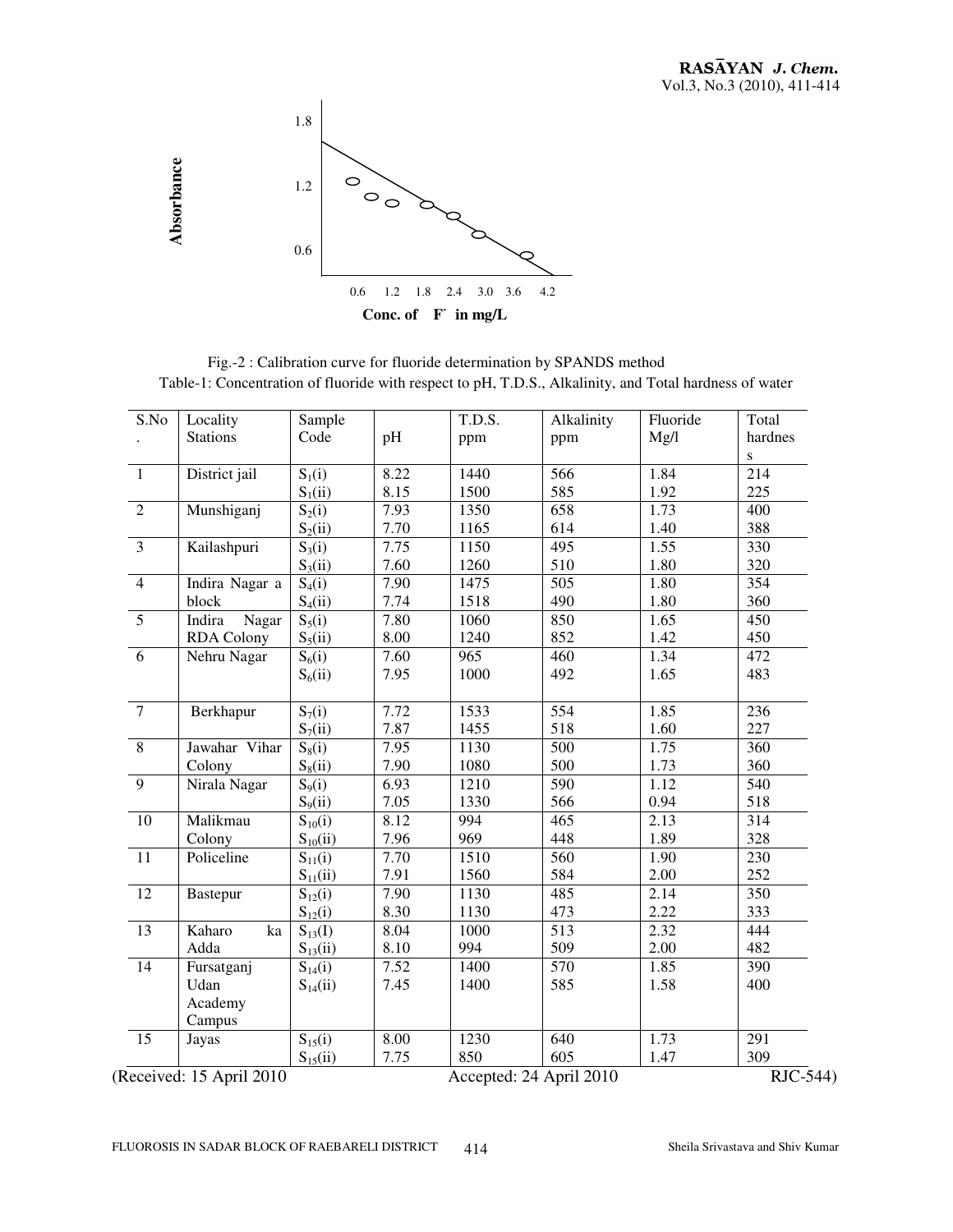Absorbance

1.8

1.2

0.6

0.6 1.2 1.8 2.4 3.0 3.6 4.2

Conc. of $F^-$ in mg/L

Fig.-2 : Calibration curve for fluoride determination by SPANDS method

Table-1: Concentration of fluoride with respect to pH, T.D.S., Alkalinity, and Total hardness of water

| S.No. | Locality Stations | Sample Code | pH | T.D.S. ppm | Alkalinity ppm | Fluoride Mg/l | Total hardness |
|---|---|---|---|---|---|---|---|
| 1 | District jail | $S_1$(i) | 8.22 | 1440 | 566 | 1.84 | 214 |
| | | $S_1$(ii) | 8.15 | 1500 | 585 | 1.92 | 225 |
| 2 | Munshiganj | $S_2$(i) | 7.93 | 1350 | 658 | 1.73 | 400 |
| | | $S_2$(ii) | 7.70 | 1165 | 614 | 1.40 | 388 |
| 3 | Kailashpuri | $S_3$(i) | 7.75 | 1150 | 495 | 1.55 | 330 |
| | | $S_3$(ii) | 7.60 | 1260 | 510 | 1.80 | 320 |
| 4 | Indira Nagar a block | $S_4$(i) | 7.90 | 1475 | 505 | 1.80 | 354 |
| | | $S_4$(ii) | 7.74 | 1518 | 490 | 1.80 | 360 |
| 5 | Indira Nagar RDA Colony | $S_5$(i) | 7.80 | 1060 | 850 | 1.65 | 450 |
| | | $S_5$(ii) | 8.00 | 1240 | 852 | 1.42 | 450 |
| 6 | Nehru Nagar | $S_6$(i) | 7.60 | 965 | 460 | 1.34 | 472 |
| | | $S_6$(ii) | 7.95 | 1000 | 492 | 1.65 | 483 |
| 7 | Berkhapur | $S_7$(i) | 7.72 | 1533 | 554 | 1.85 | 236 |
| | | $S_7$(ii) | 7.87 | 1455 | 518 | 1.60 | 227 |
| 8 | Jawahar Vihar Colony | $S_8$(i) | 7.95 | 1130 | 500 | 1.75 | 360 |
| | | $S_8$(ii) | 7.90 | 1080 | 500 | 1.73 | 360 |
| 9 | Nirala Nagar | $S_9$(i) | 6.93 | 1210 | 590 | 1.12 | 540 |
| | | $S_9$(ii) | 7.05 | 1330 | 566 | 0.94 | 518 |
| 10 | Malikmau Colony | $S_{10}$(i) | 8.12 | 994 | 465 | 2.13 | 314 |
| | | $S_{10}$(ii) | 7.96 | 969 | 448 | 1.89 | 328 |
| 11 | Policeline | $S_{11}$(i) | 7.70 | 1510 | 560 | 1.90 | 230 |
| | | $S_{11}$(ii) | 7.91 | 1560 | 584 | 2.00 | 252 |
| 12 | Bastepur | $S_{12}$(i) | 7.90 | 1130 | 485 | 2.14 | 350 |
| | | $S_{12}$(i) | 8.30 | 1130 | 473 | 2.22 | 333 |
| 13 | Kaharo ka Adda | $S_{13}$(I) | 8.04 | 1000 | 513 | 2.32 | 444 |
| | | $S_{13}$(ii) | 8.10 | 994 | 509 | 2.00 | 482 |
| 14 | Fursatganj Udan Academy Campus | $S_{14}$(i) | 7.52 | 1400 | 570 | 1.85 | 390 |
| | | $S_{14}$(ii) | 7.45 | 1400 | 585 | 1.58 | 400 |
| 15 | Jayas | $S_{15}$(i) | 8.00 | 1230 | 640 | 1.73 | 291 |
| | | $S_{15}$(ii) | 7.75 | 850 | 605 | 1.47 | 309 |

(Received: 15 April 2010 Accepted: 24 April 2010 RJC-544)